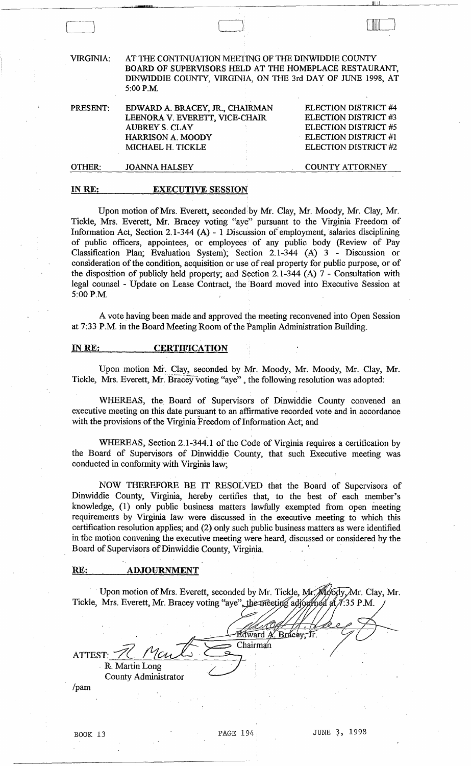VIRGINIA: AT THE CONTINUATION MEETING OF THE DINWIDDIE COUNTY BOARD OF SUPERVISORS HELD AT THE HOMEPLACE RESTAURANT, DINWIDDIE COUNTY, VIRGINIA, ON THE 3rd DAY OF JUNE 1998, AT 5:00 P.M.

| | | |
|---|---|---|
| PRESENT: | EDWARD A. BRACEY, JR., CHAIRMAN | ELECTION DISTRICT #4 |
| | LEENORA V. EVERETT, VICE-CHAIR | ELECTION DISTRICT #3 |
| | AUBREY S. CLAY | ELECTION DISTRICT #5 |
| | HARRISON A. MOODY | ELECTION DISTRICT #1 |
| | MICHAEL H. TICKLE | ELECTION DISTRICT #2 |
| OTHER: | JOANNA HALSEY | COUNTY ATTORNEY |

**IN RE: EXECUTIVE SESSION**

Upon motion of Mrs. Everett, seconded by Mr. Clay, Mr. Moody, Mr. Clay, Mr. Tickle, Mrs. Everett, Mr. Bracey voting "aye" pursuant to the Virginia Freedom of Information Act, Section 2.1-344 (A) - 1 Discussion of employment, salaries disciplining of public officers, appointees, or employees of any public body (Review of Pay Classification Plan; Evaluation System); Section 2.1-344 (A) 3 - Discussion or consideration of the condition, acquisition or use of real property for public purpose, or of the disposition of publicly held property; and Section 2.1-344 (A) 7 - Consultation with legal counsel - Update on Lease Contract, the Board moved into Executive Session at 5:00 P.M.

A vote having been made and approved the meeting reconvened into Open Session at 7:33 P.M. in the Board Meeting Room of the Pamplin Administration Building.

**IN RE: CERTIFICATION**

Upon motion Mr. Clay, seconded by Mr. Moody, Mr. Moody, Mr. Clay, Mr. Tickle, Mrs. Everett, Mr. Bracey voting "aye", the following resolution was adopted:

WHEREAS, the Board of Supervisors of Dinwiddie County convened an executive meeting on this date pursuant to an affirmative recorded vote and in accordance with the provisions of the Virginia Freedom of Information Act; and

WHEREAS, Section 2.1-344.1 of the Code of Virginia requires a certification by the Board of Supervisors of Dinwiddie County, that such Executive meeting was conducted in conformity with Virginia law;

NOW THEREFORE BE IT RESOLVED that the Board of Supervisors of Dinwiddie County, Virginia, hereby certifies that, to the best of each member's knowledge, (1) only public business matters lawfully exempted from open meeting requirements by Virginia law were discussed in the executive meeting to which this certification resolution applies; and (2) only such public business matters as were identified in the motion convening the executive meeting were heard, discussed or considered by the Board of Supervisors of Dinwiddie County, Virginia.

**RE: ADJOURNMENT**

Upon motion of Mrs. Everett, seconded by Mr. Tickle, Mr. Moody, Mr. Clay, Mr. Tickle, Mrs. Everett, Mr. Bracey voting "aye", the meeting adjourned at 7:35 P.M.

Edward A. Bracey, Jr.
Chairman

ATTEST:
R. Martin Long
County Administrator

/pam

BOOK 13 PAGE 194 JUNE 3, 1998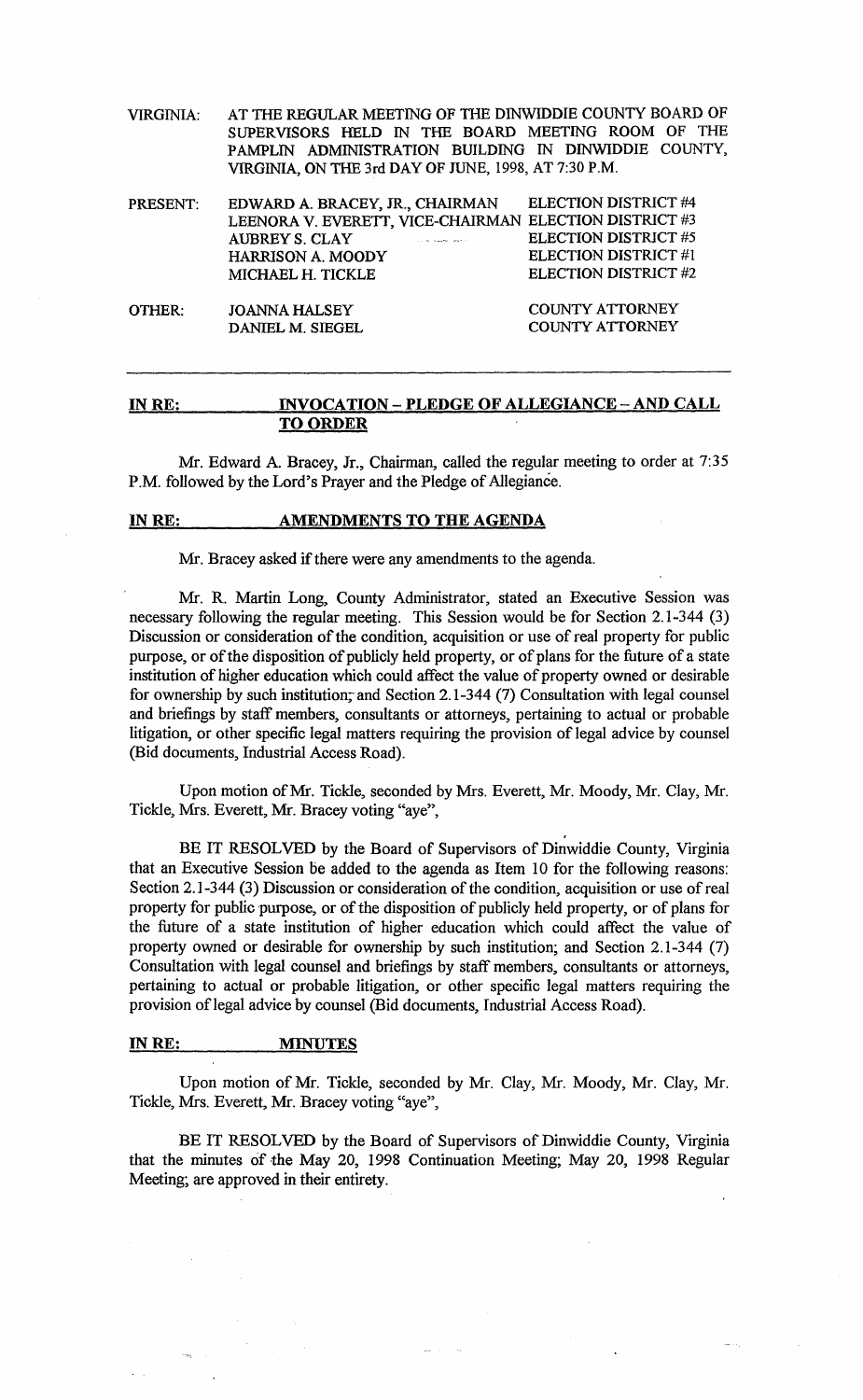VIRGINIA: AT THE REGULAR MEETING OF THE DINWIDDIE COUNTY BOARD OF SUPERVISORS HELD IN THE BOARD MEETING ROOM OF THE PAMPLIN ADMINISTRATION BUILDING IN DINWIDDIE COUNTY, VIRGINIA, ON THE 3rd DAY OF JUNE, 1998, AT 7:30 P.M.

| | | |
|---|---|---|
| PRESENT: | EDWARD A. BRACEY, JR., CHAIRMAN | ELECTION DISTRICT #4 |
| | LEENORA V. EVERETT, VICE-CHAIRMAN | ELECTION DISTRICT #3 |
| | AUBREY S. CLAY | ELECTION DISTRICT #5 |
| | HARRISON A. MOODY | ELECTION DISTRICT #1 |
| | MICHAEL H. TICKLE | ELECTION DISTRICT #2 |
| OTHER: | JOANNA HALSEY | COUNTY ATTORNEY |
| | DANIEL M. SIEGEL | COUNTY ATTORNEY |

---

**IN RE: INVOCATION – PLEDGE OF ALLEGIANCE – AND CALL TO ORDER**

Mr. Edward A. Bracey, Jr., Chairman, called the regular meeting to order at 7:35 P.M. followed by the Lord's Prayer and the Pledge of Allegiance.

**IN RE: AMENDMENTS TO THE AGENDA**

Mr. Bracey asked if there were any amendments to the agenda.

Mr. R. Martin Long, County Administrator, stated an Executive Session was necessary following the regular meeting. This Session would be for Section 2.1-344 (3) Discussion or consideration of the condition, acquisition or use of real property for public purpose, or of the disposition of publicly held property, or of plans for the future of a state institution of higher education which could affect the value of property owned or desirable for ownership by such institution; and Section 2.1-344 (7) Consultation with legal counsel and briefings by staff members, consultants or attorneys, pertaining to actual or probable litigation, or other specific legal matters requiring the provision of legal advice by counsel (Bid documents, Industrial Access Road).

Upon motion of Mr. Tickle, seconded by Mrs. Everett, Mr. Moody, Mr. Clay, Mr. Tickle, Mrs. Everett, Mr. Bracey voting "aye",

BE IT RESOLVED by the Board of Supervisors of Dinwiddie County, Virginia that an Executive Session be added to the agenda as Item 10 for the following reasons: Section 2.1-344 (3) Discussion or consideration of the condition, acquisition or use of real property for public purpose, or of the disposition of publicly held property, or of plans for the future of a state institution of higher education which could affect the value of property owned or desirable for ownership by such institution; and Section 2.1-344 (7) Consultation with legal counsel and briefings by staff members, consultants or attorneys, pertaining to actual or probable litigation, or other specific legal matters requiring the provision of legal advice by counsel (Bid documents, Industrial Access Road).

**IN RE: MINUTES**

Upon motion of Mr. Tickle, seconded by Mr. Clay, Mr. Moody, Mr. Clay, Mr. Tickle, Mrs. Everett, Mr. Bracey voting "aye",

BE IT RESOLVED by the Board of Supervisors of Dinwiddie County, Virginia that the minutes of the May 20, 1998 Continuation Meeting; May 20, 1998 Regular Meeting; are approved in their entirety.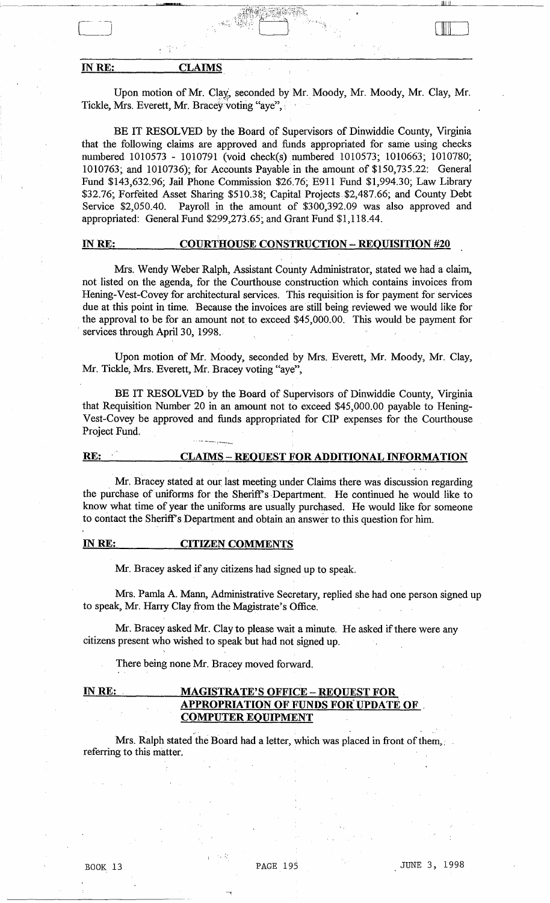**IN RE: CLAIMS**

Upon motion of Mr. Clay, seconded by Mr. Moody, Mr. Moody, Mr. Clay, Mr. Tickle, Mrs. Everett, Mr. Bracey voting "aye",

BE IT RESOLVED by the Board of Supervisors of Dinwiddie County, Virginia that the following claims are approved and funds appropriated for same using checks numbered 1010573 - 1010791 (void check(s) numbered 1010573; 1010663; 1010780; 1010763; and 1010736); for Accounts Payable in the amount of $150,735.22: General Fund $143,632.96; Jail Phone Commission $26.76; E911 Fund $1,994.30; Law Library $32.76; Forfeited Asset Sharing $510.38; Capital Projects $2,487.66; and County Debt Service $2,050.40. Payroll in the amount of $300,392.09 was also approved and appropriated: General Fund $299,273.65; and Grant Fund $1,118.44.

**IN RE: COURTHOUSE CONSTRUCTION – REQUISITION #20**

Mrs. Wendy Weber Ralph, Assistant County Administrator, stated we had a claim, not listed on the agenda, for the Courthouse construction which contains invoices from Hening-Vest-Covey for architectural services. This requisition is for payment for services due at this point in time. Because the invoices are still being reviewed we would like for the approval to be for an amount not to exceed $45,000.00. This would be payment for services through April 30, 1998.

Upon motion of Mr. Moody, seconded by Mrs. Everett, Mr. Moody, Mr. Clay, Mr. Tickle, Mrs. Everett, Mr. Bracey voting "aye",

BE IT RESOLVED by the Board of Supervisors of Dinwiddie County, Virginia that Requisition Number 20 in an amount not to exceed $45,000.00 payable to Hening-Vest-Covey be approved and funds appropriated for CIP expenses for the Courthouse Project Fund.

**RE: CLAIMS – REQUEST FOR ADDITIONAL INFORMATION**

Mr. Bracey stated at our last meeting under Claims there was discussion regarding the purchase of uniforms for the Sheriff's Department. He continued he would like to know what time of year the uniforms are usually purchased. He would like for someone to contact the Sheriff's Department and obtain an answer to this question for him.

**IN RE: CITIZEN COMMENTS**

Mr. Bracey asked if any citizens had signed up to speak.

Mrs. Pamla A. Mann, Administrative Secretary, replied she had one person signed up to speak, Mr. Harry Clay from the Magistrate's Office.

Mr. Bracey asked Mr. Clay to please wait a minute. He asked if there were any citizens present who wished to speak but had not signed up.

There being none Mr. Bracey moved forward.

**IN RE: MAGISTRATE'S OFFICE – REQUEST FOR APPROPRIATION OF FUNDS FOR UPDATE OF COMPUTER EQUIPMENT**

Mrs. Ralph stated the Board had a letter, which was placed in front of them, referring to this matter.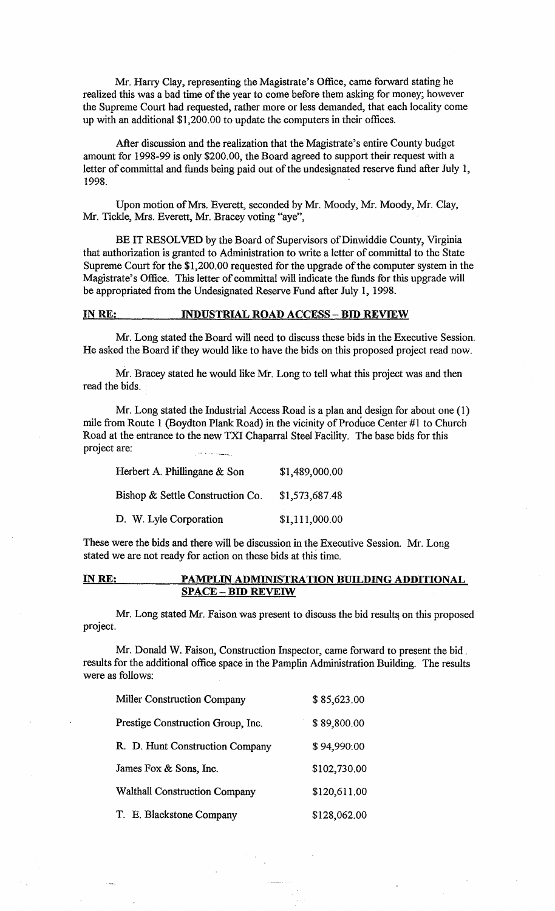Mr. Harry Clay, representing the Magistrate's Office, came forward stating he realized this was a bad time of the year to come before them asking for money; however the Supreme Court had requested, rather more or less demanded, that each locality come up with an additional $1,200.00 to update the computers in their offices.

After discussion and the realization that the Magistrate's entire County budget amount for 1998-99 is only $200.00, the Board agreed to support their request with a letter of committal and funds being paid out of the undesignated reserve fund after July 1, 1998.

Upon motion of Mrs. Everett, seconded by Mr. Moody, Mr. Moody, Mr. Clay, Mr. Tickle, Mrs. Everett, Mr. Bracey voting "aye",

BE IT RESOLVED by the Board of Supervisors of Dinwiddie County, Virginia that authorization is granted to Administration to write a letter of committal to the State Supreme Court for the $1,200.00 requested for the upgrade of the computer system in the Magistrate's Office. This letter of committal will indicate the funds for this upgrade will be appropriated from the Undesignated Reserve Fund after July 1, 1998.

**IN RE: INDUSTRIAL ROAD ACCESS – BID REVIEW**

Mr. Long stated the Board will need to discuss these bids in the Executive Session. He asked the Board if they would like to have the bids on this proposed project read now.

Mr. Bracey stated he would like Mr. Long to tell what this project was and then read the bids.

Mr. Long stated the Industrial Access Road is a plan and design for about one (1) mile from Route 1 (Boydton Plank Road) in the vicinity of Produce Center #1 to Church Road at the entrance to the new TXI Chaparral Steel Facility. The base bids for this project are:

| | |
|---|---|
| Herbert A. Phillingane & Son | $1,489,000.00 |
| Bishop & Settle Construction Co. | $1,573,687.48 |
| D. W. Lyle Corporation | $1,111,000.00 |

These were the bids and there will be discussion in the Executive Session. Mr. Long stated we are not ready for action on these bids at this time.

**IN RE: PAMPLIN ADMINISTRATION BUILDING ADDITIONAL SPACE – BID REVEIW**

Mr. Long stated Mr. Faison was present to discuss the bid results on this proposed project.

Mr. Donald W. Faison, Construction Inspector, came forward to present the bid results for the additional office space in the Pamplin Administration Building. The results were as follows:

| | |
|---|---|
| Miller Construction Company | $ 85,623.00 |
| Prestige Construction Group, Inc. | $ 89,800.00 |
| R. D. Hunt Construction Company | $ 94,990.00 |
| James Fox & Sons, Inc. | $102,730.00 |
| Walthall Construction Company | $120,611.00 |
| T. E. Blackstone Company | $128,062.00 |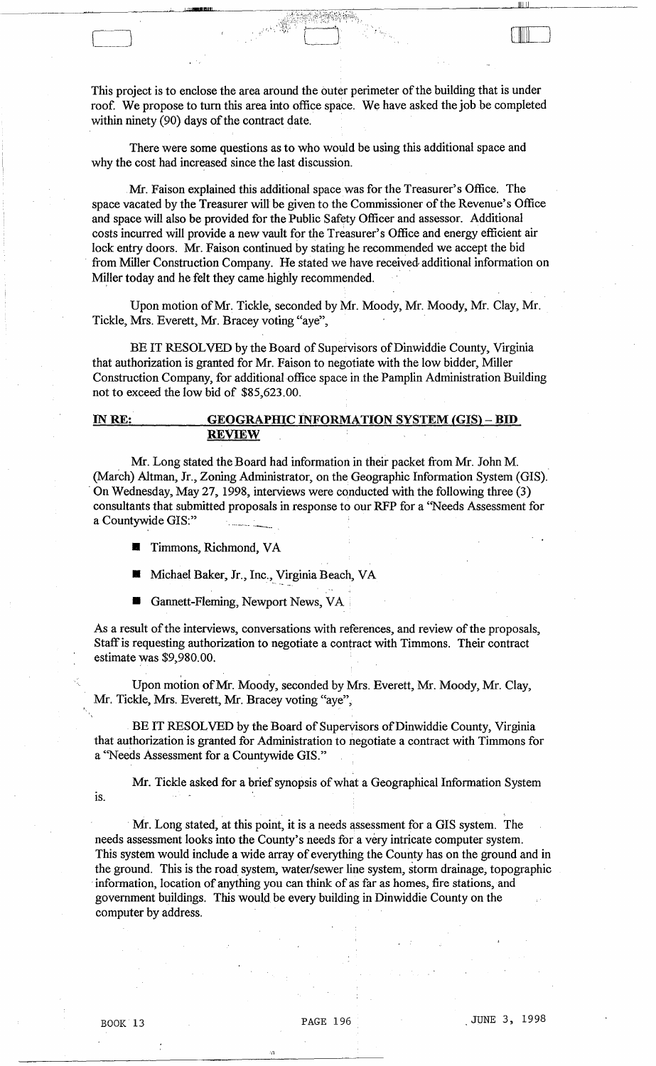This project is to enclose the area around the outer perimeter of the building that is under roof. We propose to turn this area into office space. We have asked the job be completed within ninety (90) days of the contract date.

There were some questions as to who would be using this additional space and why the cost had increased since the last discussion.

Mr. Faison explained this additional space was for the Treasurer's Office. The space vacated by the Treasurer will be given to the Commissioner of the Revenue's Office and space will also be provided for the Public Safety Officer and assessor. Additional costs incurred will provide a new vault for the Treasurer's Office and energy efficient air lock entry doors. Mr. Faison continued by stating he recommended we accept the bid from Miller Construction Company. He stated we have received additional information on Miller today and he felt they came highly recommended.

Upon motion of Mr. Tickle, seconded by Mr. Moody, Mr. Moody, Mr. Clay, Mr. Tickle, Mrs. Everett, Mr. Bracey voting "aye",

BE IT RESOLVED by the Board of Supervisors of Dinwiddie County, Virginia that authorization is granted for Mr. Faison to negotiate with the low bidder, Miller Construction Company, for additional office space in the Pamplin Administration Building not to exceed the low bid of $85,623.00.

**IN RE: GEOGRAPHIC INFORMATION SYSTEM (GIS) – BID REVIEW**

Mr. Long stated the Board had information in their packet from Mr. John M. (March) Altman, Jr., Zoning Administrator, on the Geographic Information System (GIS). On Wednesday, May 27, 1998, interviews were conducted with the following three (3) consultants that submitted proposals in response to our RFP for a "Needs Assessment for a Countywide GIS:"

- Timmons, Richmond, VA
- Michael Baker, Jr., Inc., Virginia Beach, VA
- Gannett-Fleming, Newport News, VA

As a result of the interviews, conversations with references, and review of the proposals, Staff is requesting authorization to negotiate a contract with Timmons. Their contract estimate was $9,980.00.

Upon motion of Mr. Moody, seconded by Mrs. Everett, Mr. Moody, Mr. Clay, Mr. Tickle, Mrs. Everett, Mr. Bracey voting "aye",

BE IT RESOLVED by the Board of Supervisors of Dinwiddie County, Virginia that authorization is granted for Administration to negotiate a contract with Timmons for a "Needs Assessment for a Countywide GIS."

Mr. Tickle asked for a brief synopsis of what a Geographical Information System is.

Mr. Long stated, at this point, it is a needs assessment for a GIS system. The needs assessment looks into the County's needs for a very intricate computer system. This system would include a wide array of everything the County has on the ground and in the ground. This is the road system, water/sewer line system, storm drainage, topographic information, location of anything you can think of as far as homes, fire stations, and government buildings. This would be every building in Dinwiddie County on the computer by address.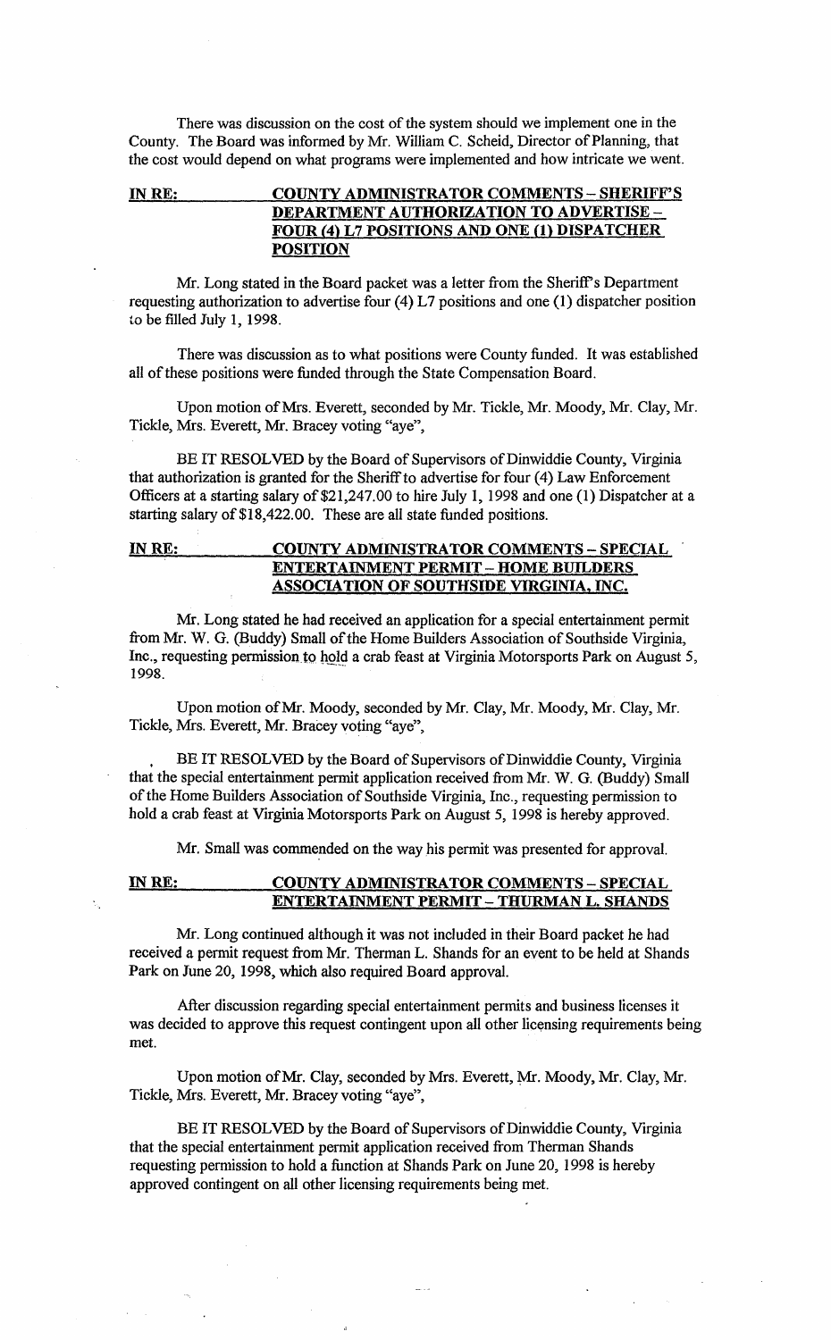There was discussion on the cost of the system should we implement one in the County. The Board was informed by Mr. William C. Scheid, Director of Planning, that the cost would depend on what programs were implemented and how intricate we went.

**IN RE: COUNTY ADMINISTRATOR COMMENTS – SHERIFF'S DEPARTMENT AUTHORIZATION TO ADVERTISE – FOUR (4) L7 POSITIONS AND ONE (1) DISPATCHER POSITION**

Mr. Long stated in the Board packet was a letter from the Sheriff's Department requesting authorization to advertise four (4) L7 positions and one (1) dispatcher position to be filled July 1, 1998.

There was discussion as to what positions were County funded. It was established all of these positions were funded through the State Compensation Board.

Upon motion of Mrs. Everett, seconded by Mr. Tickle, Mr. Moody, Mr. Clay, Mr. Tickle, Mrs. Everett, Mr. Bracey voting "aye",

BE IT RESOLVED by the Board of Supervisors of Dinwiddie County, Virginia that authorization is granted for the Sheriff to advertise for four (4) Law Enforcement Officers at a starting salary of $21,247.00 to hire July 1, 1998 and one (1) Dispatcher at a starting salary of $18,422.00. These are all state funded positions.

**IN RE: COUNTY ADMINISTRATOR COMMENTS – SPECIAL ENTERTAINMENT PERMIT – HOME BUILDERS ASSOCIATION OF SOUTHSIDE VIRGINIA, INC.**

Mr. Long stated he had received an application for a special entertainment permit from Mr. W. G. (Buddy) Small of the Home Builders Association of Southside Virginia, Inc., requesting permission to hold a crab feast at Virginia Motorsports Park on August 5, 1998.

Upon motion of Mr. Moody, seconded by Mr. Clay, Mr. Moody, Mr. Clay, Mr. Tickle, Mrs. Everett, Mr. Bracey voting "aye",

BE IT RESOLVED by the Board of Supervisors of Dinwiddie County, Virginia that the special entertainment permit application received from Mr. W. G. (Buddy) Small of the Home Builders Association of Southside Virginia, Inc., requesting permission to hold a crab feast at Virginia Motorsports Park on August 5, 1998 is hereby approved.

Mr. Small was commended on the way his permit was presented for approval.

**IN RE: COUNTY ADMINISTRATOR COMMENTS – SPECIAL ENTERTAINMENT PERMIT – THURMAN L. SHANDS**

Mr. Long continued although it was not included in their Board packet he had received a permit request from Mr. Therman L. Shands for an event to be held at Shands Park on June 20, 1998, which also required Board approval.

After discussion regarding special entertainment permits and business licenses it was decided to approve this request contingent upon all other licensing requirements being met.

Upon motion of Mr. Clay, seconded by Mrs. Everett, Mr. Moody, Mr. Clay, Mr. Tickle, Mrs. Everett, Mr. Bracey voting "aye",

BE IT RESOLVED by the Board of Supervisors of Dinwiddie County, Virginia that the special entertainment permit application received from Therman Shands requesting permission to hold a function at Shands Park on June 20, 1998 is hereby approved contingent on all other licensing requirements being met.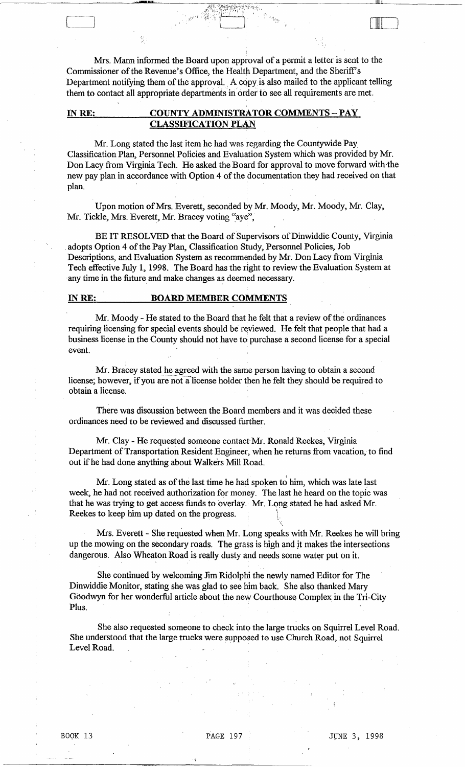Mrs. Mann informed the Board upon approval of a permit a letter is sent to the Commissioner of the Revenue's Office, the Health Department, and the Sheriff's Department notifying them of the approval. A copy is also mailed to the applicant telling them to contact all appropriate departments in order to see all requirements are met.

**IN RE: COUNTY ADMINISTRATOR COMMENTS – PAY CLASSIFICATION PLAN**

Mr. Long stated the last item he had was regarding the Countywide Pay Classification Plan, Personnel Policies and Evaluation System which was provided by Mr. Don Lacy from Virginia Tech. He asked the Board for approval to move forward with the new pay plan in accordance with Option 4 of the documentation they had received on that plan.

Upon motion of Mrs. Everett, seconded by Mr. Moody, Mr. Moody, Mr. Clay, Mr. Tickle, Mrs. Everett, Mr. Bracey voting "aye",

BE IT RESOLVED that the Board of Supervisors of Dinwiddie County, Virginia adopts Option 4 of the Pay Plan, Classification Study, Personnel Policies, Job Descriptions, and Evaluation System as recommended by Mr. Don Lacy from Virginia Tech effective July 1, 1998. The Board has the right to review the Evaluation System at any time in the future and make changes as deemed necessary.

**IN RE: BOARD MEMBER COMMENTS**

Mr. Moody - He stated to the Board that he felt that a review of the ordinances requiring licensing for special events should be reviewed. He felt that people that had a business license in the County should not have to purchase a second license for a special event.

Mr. Bracey stated he agreed with the same person having to obtain a second license; however, if you are not a license holder then he felt they should be required to obtain a license.

There was discussion between the Board members and it was decided these ordinances need to be reviewed and discussed further.

Mr. Clay - He requested someone contact Mr. Ronald Reekes, Virginia Department of Transportation Resident Engineer, when he returns from vacation, to find out if he had done anything about Walkers Mill Road.

Mr. Long stated as of the last time he had spoken to him, which was late last week, he had not received authorization for money. The last he heard on the topic was that he was trying to get access funds to overlay. Mr. Long stated he had asked Mr. Reekes to keep him up dated on the progress.

Mrs. Everett - She requested when Mr. Long speaks with Mr. Reekes he will bring up the mowing on the secondary roads. The grass is high and it makes the intersections dangerous. Also Wheaton Road is really dusty and needs some water put on it.

She continued by welcoming Jim Ridolphi the newly named Editor for The Dinwiddie Monitor, stating she was glad to see him back. She also thanked Mary Goodwyn for her wonderful article about the new Courthouse Complex in the Tri-City Plus.

She also requested someone to check into the large trucks on Squirrel Level Road. She understood that the large trucks were supposed to use Church Road, not Squirrel Level Road.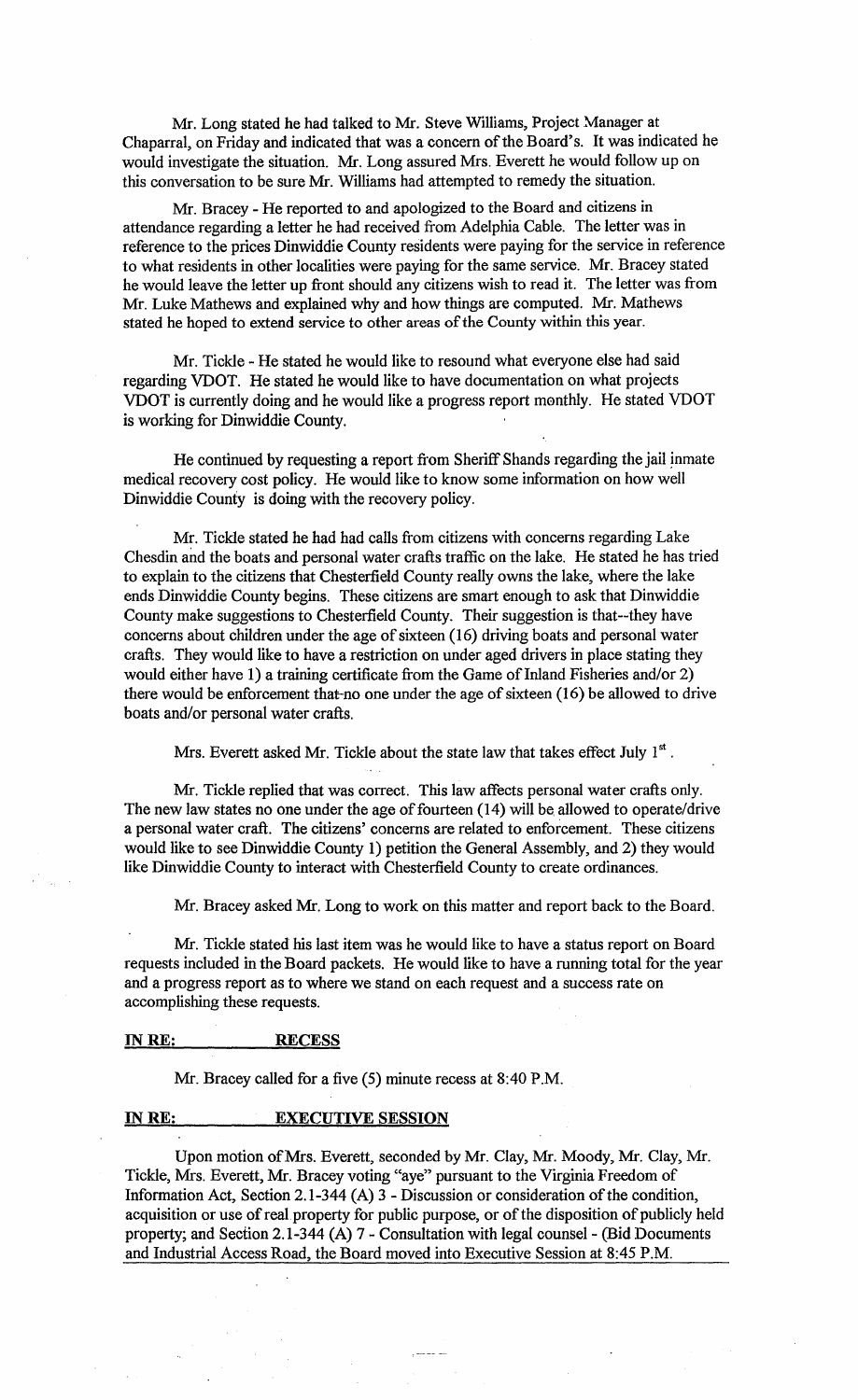Mr. Long stated he had talked to Mr. Steve Williams, Project Manager at Chaparral, on Friday and indicated that was a concern of the Board's. It was indicated he would investigate the situation. Mr. Long assured Mrs. Everett he would follow up on this conversation to be sure Mr. Williams had attempted to remedy the situation.

Mr. Bracey - He reported to and apologized to the Board and citizens in attendance regarding a letter he had received from Adelphia Cable. The letter was in reference to the prices Dinwiddie County residents were paying for the service in reference to what residents in other localities were paying for the same service. Mr. Bracey stated he would leave the letter up front should any citizens wish to read it. The letter was from Mr. Luke Mathews and explained why and how things are computed. Mr. Mathews stated he hoped to extend service to other areas of the County within this year.

Mr. Tickle - He stated he would like to resound what everyone else had said regarding VDOT. He stated he would like to have documentation on what projects VDOT is currently doing and he would like a progress report monthly. He stated VDOT is working for Dinwiddie County.

He continued by requesting a report from Sheriff Shands regarding the jail inmate medical recovery cost policy. He would like to know some information on how well Dinwiddie County is doing with the recovery policy.

Mr. Tickle stated he had had calls from citizens with concerns regarding Lake Chesdin and the boats and personal water crafts traffic on the lake. He stated he has tried to explain to the citizens that Chesterfield County really owns the lake, where the lake ends Dinwiddie County begins. These citizens are smart enough to ask that Dinwiddie County make suggestions to Chesterfield County. Their suggestion is that--they have concerns about children under the age of sixteen (16) driving boats and personal water crafts. They would like to have a restriction on under aged drivers in place stating they would either have 1) a training certificate from the Game of Inland Fisheries and/or 2) there would be enforcement that no one under the age of sixteen (16) be allowed to drive boats and/or personal water crafts.

Mrs. Everett asked Mr. Tickle about the state law that takes effect July 1st.

Mr. Tickle replied that was correct. This law affects personal water crafts only. The new law states no one under the age of fourteen (14) will be allowed to operate/drive a personal water craft. The citizens' concerns are related to enforcement. These citizens would like to see Dinwiddie County 1) petition the General Assembly, and 2) they would like Dinwiddie County to interact with Chesterfield County to create ordinances.

Mr. Bracey asked Mr. Long to work on this matter and report back to the Board.

Mr. Tickle stated his last item was he would like to have a status report on Board requests included in the Board packets. He would like to have a running total for the year and a progress report as to where we stand on each request and a success rate on accomplishing these requests.

**IN RE: RECESS**

Mr. Bracey called for a five (5) minute recess at 8:40 P.M.

**IN RE: EXECUTIVE SESSION**

Upon motion of Mrs. Everett, seconded by Mr. Clay, Mr. Moody, Mr. Clay, Mr. Tickle, Mrs. Everett, Mr. Bracey voting "aye" pursuant to the Virginia Freedom of Information Act, Section 2.1-344 (A) 3 - Discussion or consideration of the condition, acquisition or use of real property for public purpose, or of the disposition of publicly held property; and Section 2.1-344 (A) 7 - Consultation with legal counsel - (Bid Documents and Industrial Access Road, the Board moved into Executive Session at 8:45 P.M.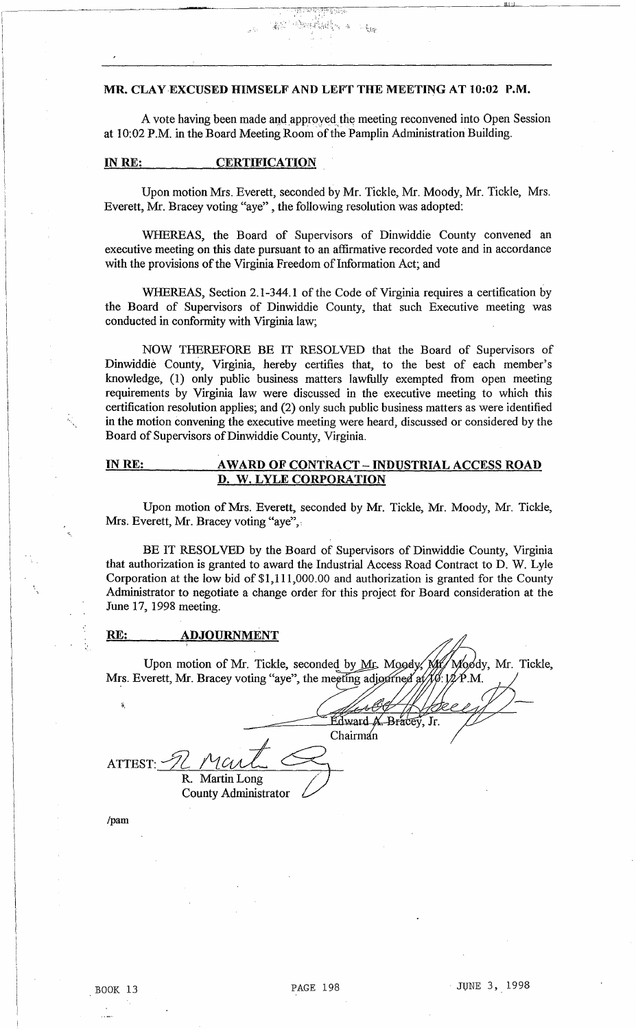**MR. CLAY EXCUSED HIMSELF AND LEFT THE MEETING AT 10:02 P.M.**

A vote having been made and approved the meeting reconvened into Open Session at 10:02 P.M. in the Board Meeting Room of the Pamplin Administration Building.

**IN RE: CERTIFICATION**

Upon motion Mrs. Everett, seconded by Mr. Tickle, Mr. Moody, Mr. Tickle, Mrs. Everett, Mr. Bracey voting "aye", the following resolution was adopted:

WHEREAS, the Board of Supervisors of Dinwiddie County convened an executive meeting on this date pursuant to an affirmative recorded vote and in accordance with the provisions of the Virginia Freedom of Information Act; and

WHEREAS, Section 2.1-344.1 of the Code of Virginia requires a certification by the Board of Supervisors of Dinwiddie County, that such Executive meeting was conducted in conformity with Virginia law;

NOW THEREFORE BE IT RESOLVED that the Board of Supervisors of Dinwiddie County, Virginia, hereby certifies that, to the best of each member's knowledge, (1) only public business matters lawfully exempted from open meeting requirements by Virginia law were discussed in the executive meeting to which this certification resolution applies; and (2) only such public business matters as were identified in the motion convening the executive meeting were heard, discussed or considered by the Board of Supervisors of Dinwiddie County, Virginia.

**IN RE: AWARD OF CONTRACT – INDUSTRIAL ACCESS ROAD D. W. LYLE CORPORATION**

Upon motion of Mrs. Everett, seconded by Mr. Tickle, Mr. Moody, Mr. Tickle, Mrs. Everett, Mr. Bracey voting "aye",

BE IT RESOLVED by the Board of Supervisors of Dinwiddie County, Virginia that authorization is granted to award the Industrial Access Road Contract to D. W. Lyle Corporation at the low bid of $1,111,000.00 and authorization is granted for the County Administrator to negotiate a change order for this project for Board consideration at the June 17, 1998 meeting.

**RE: ADJOURNMENT**

Upon motion of Mr. Tickle, seconded by Mr. Moody, Mr. Moody, Mr. Tickle, Mrs. Everett, Mr. Bracey voting "aye", the meeting adjourned at 10:12 P.M.

Edward A. Bracey, Jr.
Chairman

ATTEST: R. Martin Long
County Administrator

/pam

BOOK 13 PAGE 198 JUNE 3, 1998